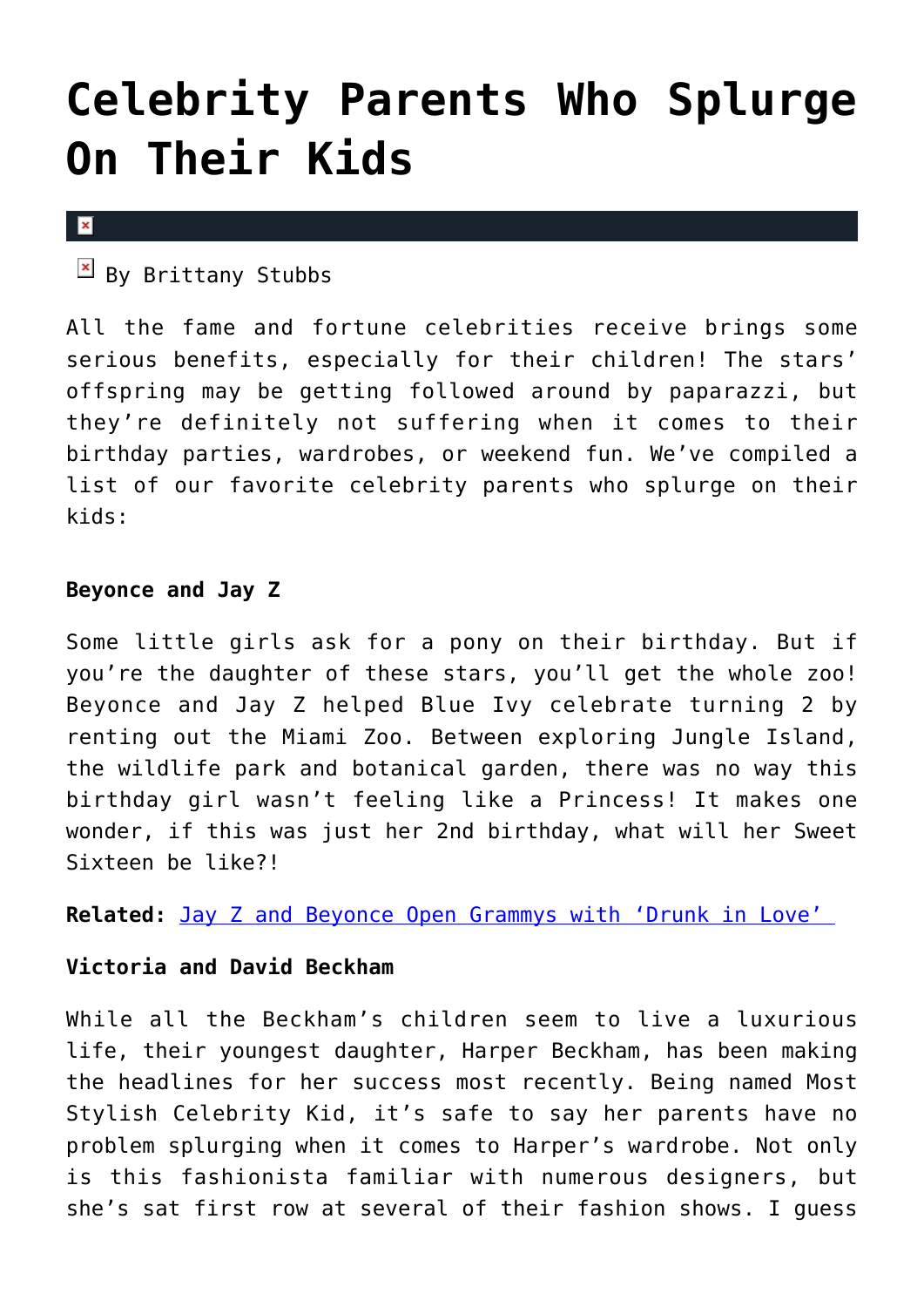# Celebrity Parents Who Splurge On Their Kids

By Brittany Stubbs

All the fame and fortune celebrities receive brings some serious benefits, especially for their children! The stars' offspring may be getting followed around by paparazzi, but they're definitely not suffering when it comes to their birthday parties, wardrobes, or weekend fun. We've compiled a list of our favorite celebrity parents who splurge on their kids:

**Beyonce and Jay Z**

Some little girls ask for a pony on their birthday. But if you're the daughter of these stars, you'll get the whole zoo! Beyonce and Jay Z helped Blue Ivy celebrate turning 2 by renting out the Miami Zoo. Between exploring Jungle Island, the wildlife park and botanical garden, there was no way this birthday girl wasn't feeling like a Princess! It makes one wonder, if this was just her 2nd birthday, what will her Sweet Sixteen be like?!

**Related:** Jay Z and Beyonce Open Grammys with 'Drunk in Love'

**Victoria and David Beckham**

While all the Beckham's children seem to live a luxurious life, their youngest daughter, Harper Beckham, has been making the headlines for her success most recently. Being named Most Stylish Celebrity Kid, it's safe to say her parents have no problem splurging when it comes to Harper's wardrobe. Not only is this fashionista familiar with numerous designers, but she's sat first row at several of their fashion shows. I guess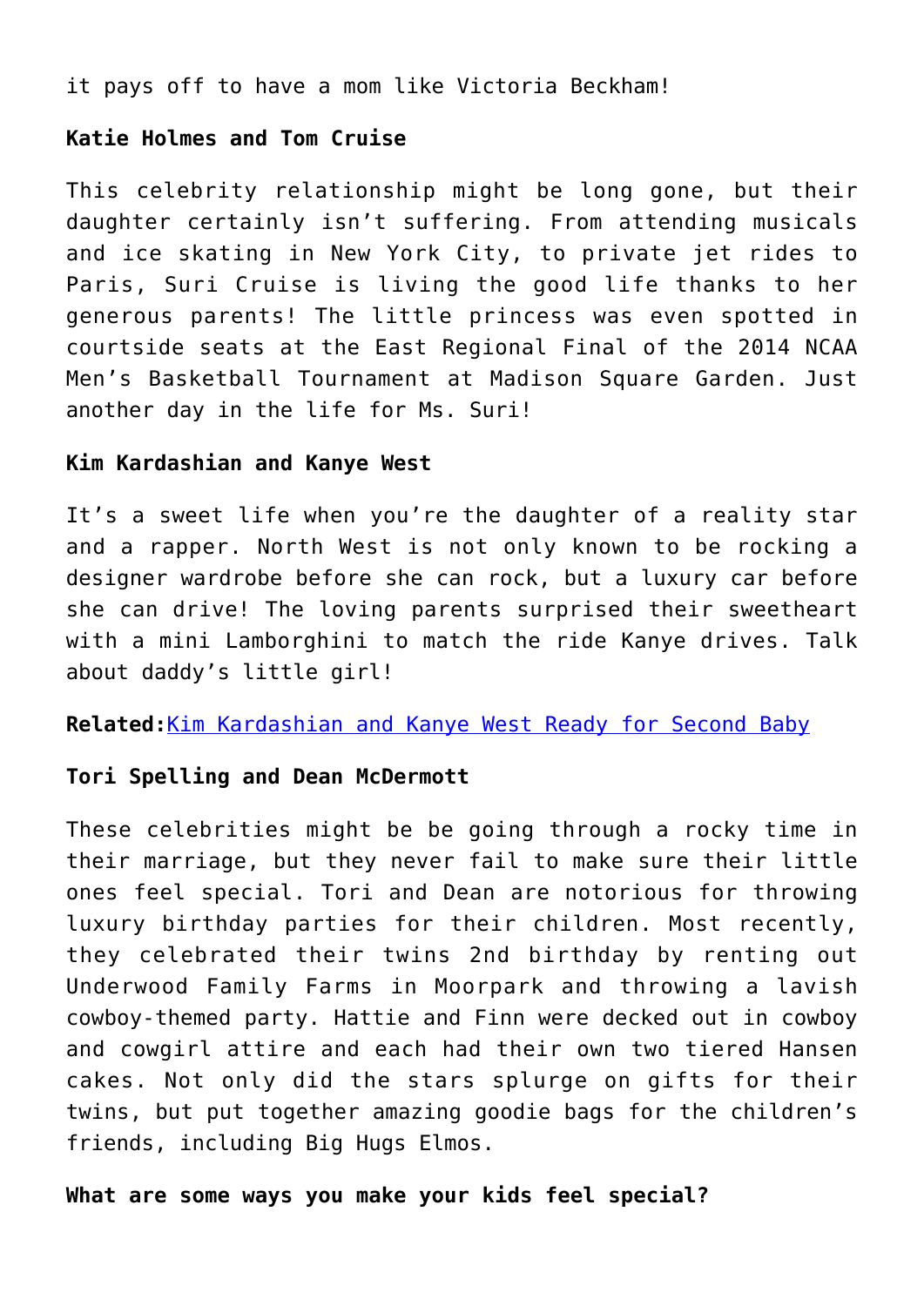it pays off to have a mom like Victoria Beckham!

**Katie Holmes and Tom Cruise**

This celebrity relationship might be long gone, but their daughter certainly isn't suffering. From attending musicals and ice skating in New York City, to private jet rides to Paris, Suri Cruise is living the good life thanks to her generous parents! The little princess was even spotted in courtside seats at the East Regional Final of the 2014 NCAA Men's Basketball Tournament at Madison Square Garden. Just another day in the life for Ms. Suri!

**Kim Kardashian and Kanye West**

It's a sweet life when you're the daughter of a reality star and a rapper. North West is not only known to be rocking a designer wardrobe before she can rock, but a luxury car before she can drive! The loving parents surprised their sweetheart with a mini Lamborghini to match the ride Kanye drives. Talk about daddy's little girl!

**Related:**[Kim Kardashian and Kanye West Ready for Second Baby]

**Tori Spelling and Dean McDermott**

These celebrities might be be going through a rocky time in their marriage, but they never fail to make sure their little ones feel special. Tori and Dean are notorious for throwing luxury birthday parties for their children. Most recently, they celebrated their twins 2nd birthday by renting out Underwood Family Farms in Moorpark and throwing a lavish cowboy-themed party. Hattie and Finn were decked out in cowboy and cowgirl attire and each had their own two tiered Hansen cakes. Not only did the stars splurge on gifts for their twins, but put together amazing goodie bags for the children's friends, including Big Hugs Elmos.

**What are some ways you make your kids feel special?**